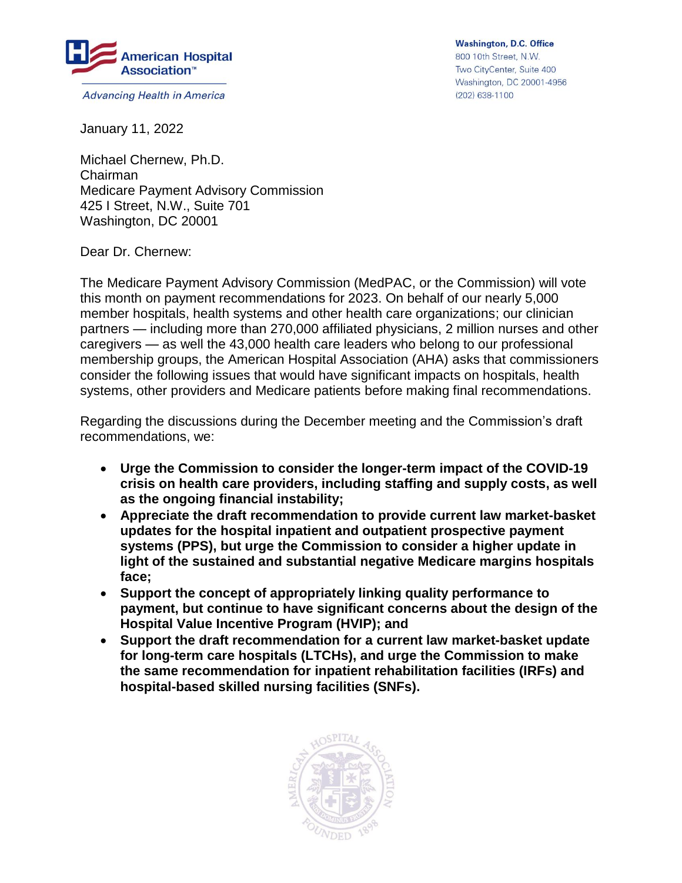American Hospital Association™

*Advancing Health in America*

**Washington, D.C. Office**
800 10th Street, N.W.
Two CityCenter, Suite 400
Washington, DC 20001-4956
(202) 638-1100

January 11, 2022

Michael Chernew, Ph.D.
Chairman
Medicare Payment Advisory Commission
425 I Street, N.W., Suite 701
Washington, DC 20001

Dear Dr. Chernew:

The Medicare Payment Advisory Commission (MedPAC, or the Commission) will vote this month on payment recommendations for 2023. On behalf of our nearly 5,000 member hospitals, health systems and other health care organizations; our clinician partners — including more than 270,000 affiliated physicians, 2 million nurses and other caregivers — as well the 43,000 health care leaders who belong to our professional membership groups, the American Hospital Association (AHA) asks that commissioners consider the following issues that would have significant impacts on hospitals, health systems, other providers and Medicare patients before making final recommendations.

Regarding the discussions during the December meeting and the Commission's draft recommendations, we:

- **Urge the Commission to consider the longer-term impact of the COVID-19 crisis on health care providers, including staffing and supply costs, as well as the ongoing financial instability;**
- **Appreciate the draft recommendation to provide current law market-basket updates for the hospital inpatient and outpatient prospective payment systems (PPS), but urge the Commission to consider a higher update in light of the sustained and substantial negative Medicare margins hospitals face;**
- **Support the concept of appropriately linking quality performance to payment, but continue to have significant concerns about the design of the Hospital Value Incentive Program (HVIP); and**
- **Support the draft recommendation for a current law market-basket update for long-term care hospitals (LTCHs), and urge the Commission to make the same recommendation for inpatient rehabilitation facilities (IRFs) and hospital-based skilled nursing facilities (SNFs).**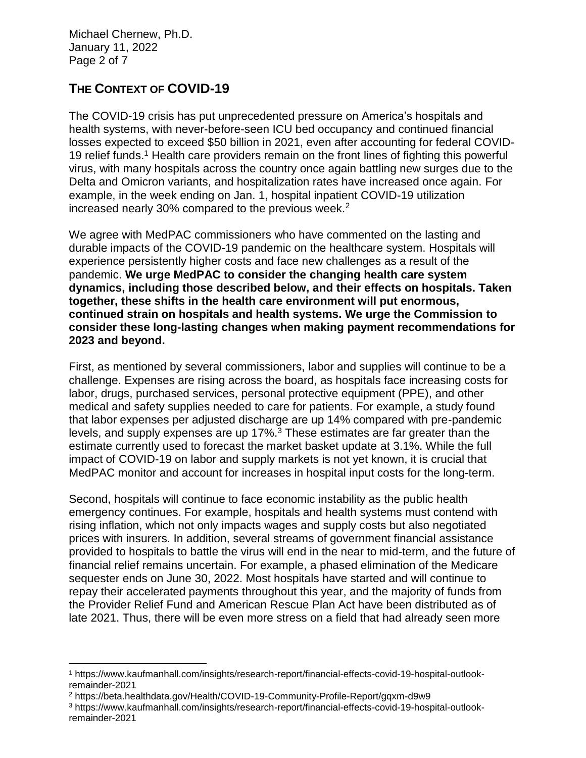## The Context of COVID-19

The COVID-19 crisis has put unprecedented pressure on America's hospitals and health systems, with never-before-seen ICU bed occupancy and continued financial losses expected to exceed $50 billion in 2021, even after accounting for federal COVID-19 relief funds.[1] Health care providers remain on the front lines of fighting this powerful virus, with many hospitals across the country once again battling new surges due to the Delta and Omicron variants, and hospitalization rates have increased once again. For example, in the week ending on Jan. 1, hospital inpatient COVID-19 utilization increased nearly 30% compared to the previous week.[2]

We agree with MedPAC commissioners who have commented on the lasting and durable impacts of the COVID-19 pandemic on the healthcare system. Hospitals will experience persistently higher costs and face new challenges as a result of the pandemic. **We urge MedPAC to consider the changing health care system dynamics, including those described below, and their effects on hospitals. Taken together, these shifts in the health care environment will put enormous, continued strain on hospitals and health systems. We urge the Commission to consider these long-lasting changes when making payment recommendations for 2023 and beyond.**

First, as mentioned by several commissioners, labor and supplies will continue to be a challenge. Expenses are rising across the board, as hospitals face increasing costs for labor, drugs, purchased services, personal protective equipment (PPE), and other medical and safety supplies needed to care for patients. For example, a study found that labor expenses per adjusted discharge are up 14% compared with pre-pandemic levels, and supply expenses are up 17%.[3] These estimates are far greater than the estimate currently used to forecast the market basket update at 3.1%. While the full impact of COVID-19 on labor and supply markets is not yet known, it is crucial that MedPAC monitor and account for increases in hospital input costs for the long-term.

Second, hospitals will continue to face economic instability as the public health emergency continues. For example, hospitals and health systems must contend with rising inflation, which not only impacts wages and supply costs but also negotiated prices with insurers. In addition, several streams of government financial assistance provided to hospitals to battle the virus will end in the near to mid-term, and the future of financial relief remains uncertain. For example, a phased elimination of the Medicare sequester ends on June 30, 2022. Most hospitals have started and will continue to repay their accelerated payments throughout this year, and the majority of funds from the Provider Relief Fund and American Rescue Plan Act have been distributed as of late 2021. Thus, there will be even more stress on a field that had already seen more

---

[1] https://www.kaufmanhall.com/insights/research-report/financial-effects-covid-19-hospital-outlook-remainder-2021

[2] https://beta.healthdata.gov/Health/COVID-19-Community-Profile-Report/gqxm-d9w9

[3] https://www.kaufmanhall.com/insights/research-report/financial-effects-covid-19-hospital-outlook-remainder-2021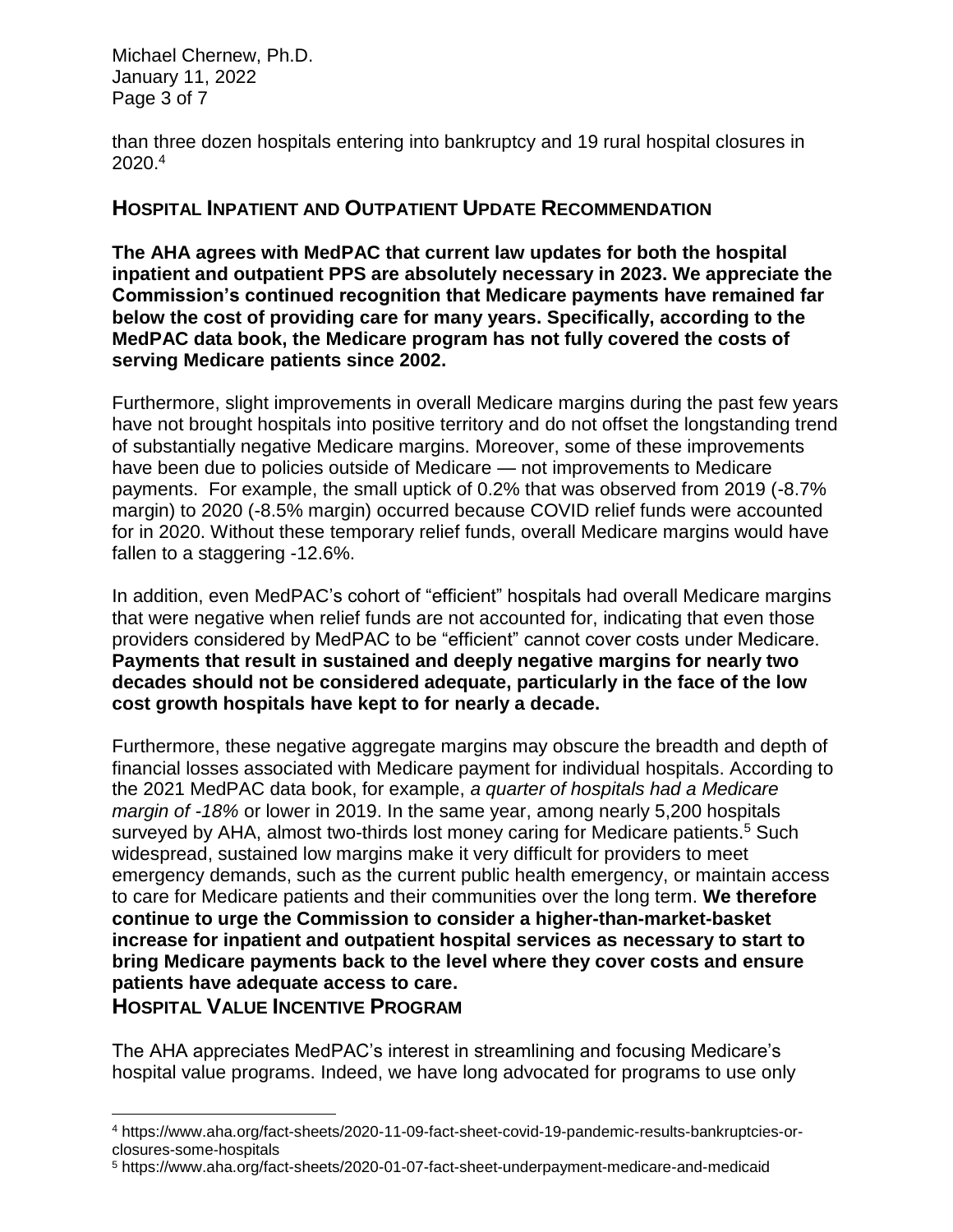than three dozen hospitals entering into bankruptcy and 19 rural hospital closures in 2020.[4]

## Hospital Inpatient and Outpatient Update Recommendation

**The AHA agrees with MedPAC that current law updates for both the hospital inpatient and outpatient PPS are absolutely necessary in 2023. We appreciate the Commission's continued recognition that Medicare payments have remained far below the cost of providing care for many years. Specifically, according to the MedPAC data book, the Medicare program has not fully covered the costs of serving Medicare patients since 2002.**

Furthermore, slight improvements in overall Medicare margins during the past few years have not brought hospitals into positive territory and do not offset the longstanding trend of substantially negative Medicare margins. Moreover, some of these improvements have been due to policies outside of Medicare — not improvements to Medicare payments. For example, the small uptick of 0.2% that was observed from 2019 (-8.7% margin) to 2020 (-8.5% margin) occurred because COVID relief funds were accounted for in 2020. Without these temporary relief funds, overall Medicare margins would have fallen to a staggering -12.6%.

In addition, even MedPAC's cohort of "efficient" hospitals had overall Medicare margins that were negative when relief funds are not accounted for, indicating that even those providers considered by MedPAC to be "efficient" cannot cover costs under Medicare. **Payments that result in sustained and deeply negative margins for nearly two decades should not be considered adequate, particularly in the face of the low cost growth hospitals have kept to for nearly a decade.**

Furthermore, these negative aggregate margins may obscure the breadth and depth of financial losses associated with Medicare payment for individual hospitals. According to the 2021 MedPAC data book, for example, *a quarter of hospitals had a Medicare margin of -18%* or lower in 2019. In the same year, among nearly 5,200 hospitals surveyed by AHA, almost two-thirds lost money caring for Medicare patients.[5] Such widespread, sustained low margins make it very difficult for providers to meet emergency demands, such as the current public health emergency, or maintain access to care for Medicare patients and their communities over the long term. **We therefore continue to urge the Commission to consider a higher-than-market-basket increase for inpatient and outpatient hospital services as necessary to start to bring Medicare payments back to the level where they cover costs and ensure patients have adequate access to care.**

## Hospital Value Incentive Program

The AHA appreciates MedPAC's interest in streamlining and focusing Medicare's hospital value programs. Indeed, we have long advocated for programs to use only

---

[4] https://www.aha.org/fact-sheets/2020-11-09-fact-sheet-covid-19-pandemic-results-bankruptcies-or-closures-some-hospitals

[5] https://www.aha.org/fact-sheets/2020-01-07-fact-sheet-underpayment-medicare-and-medicaid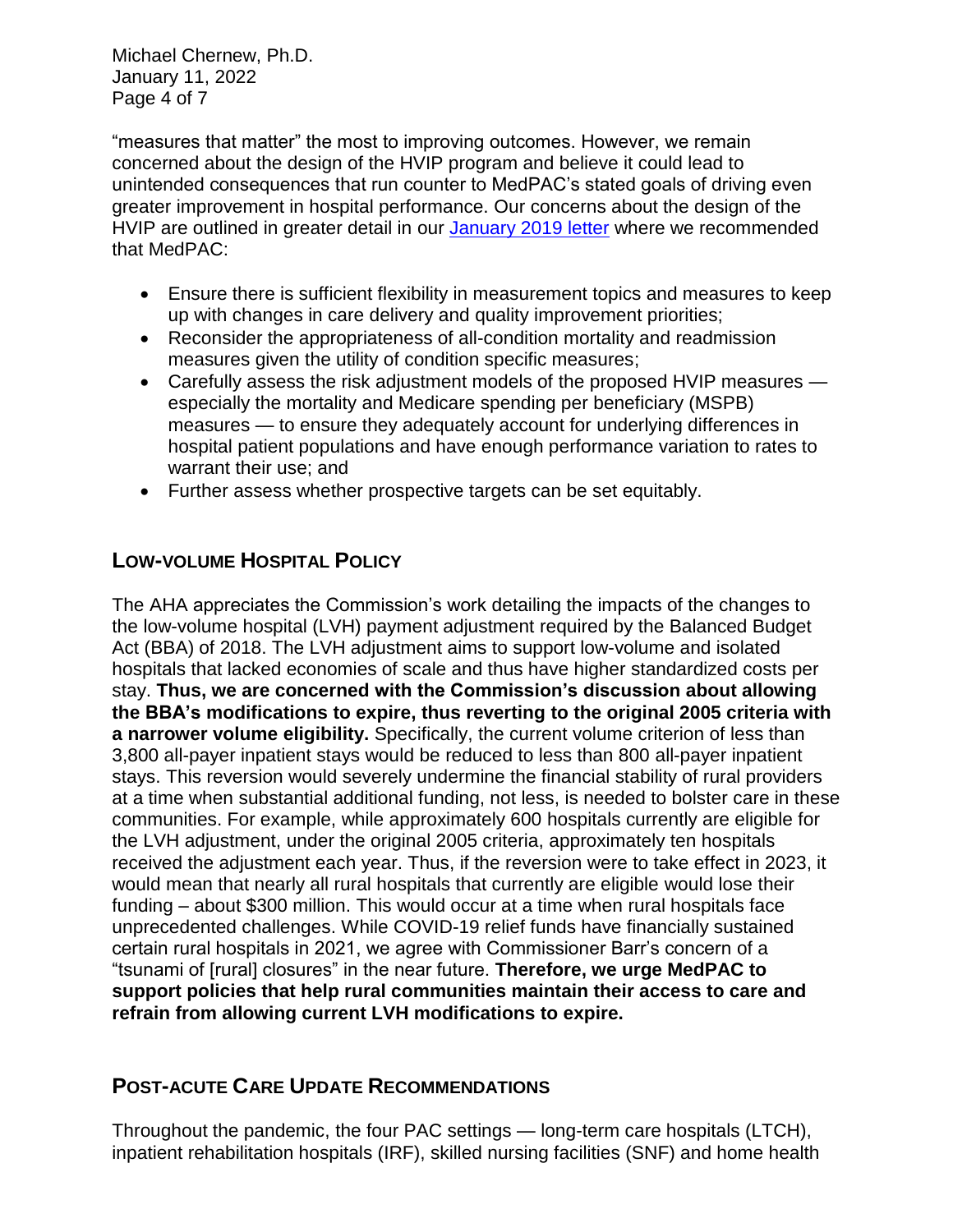"measures that matter" the most to improving outcomes. However, we remain concerned about the design of the HVIP program and believe it could lead to unintended consequences that run counter to MedPAC's stated goals of driving even greater improvement in hospital performance. Our concerns about the design of the HVIP are outlined in greater detail in our [January 2019 letter]() where we recommended that MedPAC:

- Ensure there is sufficient flexibility in measurement topics and measures to keep up with changes in care delivery and quality improvement priorities;
- Reconsider the appropriateness of all-condition mortality and readmission measures given the utility of condition specific measures;
- Carefully assess the risk adjustment models of the proposed HVIP measures — especially the mortality and Medicare spending per beneficiary (MSPB) measures — to ensure they adequately account for underlying differences in hospital patient populations and have enough performance variation to rates to warrant their use; and
- Further assess whether prospective targets can be set equitably.

## LOW-VOLUME HOSPITAL POLICY

The AHA appreciates the Commission's work detailing the impacts of the changes to the low-volume hospital (LVH) payment adjustment required by the Balanced Budget Act (BBA) of 2018. The LVH adjustment aims to support low-volume and isolated hospitals that lacked economies of scale and thus have higher standardized costs per stay. **Thus, we are concerned with the Commission's discussion about allowing the BBA's modifications to expire, thus reverting to the original 2005 criteria with a narrower volume eligibility.** Specifically, the current volume criterion of less than 3,800 all-payer inpatient stays would be reduced to less than 800 all-payer inpatient stays. This reversion would severely undermine the financial stability of rural providers at a time when substantial additional funding, not less, is needed to bolster care in these communities. For example, while approximately 600 hospitals currently are eligible for the LVH adjustment, under the original 2005 criteria, approximately ten hospitals received the adjustment each year. Thus, if the reversion were to take effect in 2023, it would mean that nearly all rural hospitals that currently are eligible would lose their funding – about $300 million. This would occur at a time when rural hospitals face unprecedented challenges. While COVID-19 relief funds have financially sustained certain rural hospitals in 2021, we agree with Commissioner Barr's concern of a "tsunami of [rural] closures" in the near future. **Therefore, we urge MedPAC to support policies that help rural communities maintain their access to care and refrain from allowing current LVH modifications to expire.**

## POST-ACUTE CARE UPDATE RECOMMENDATIONS

Throughout the pandemic, the four PAC settings — long-term care hospitals (LTCH), inpatient rehabilitation hospitals (IRF), skilled nursing facilities (SNF) and home health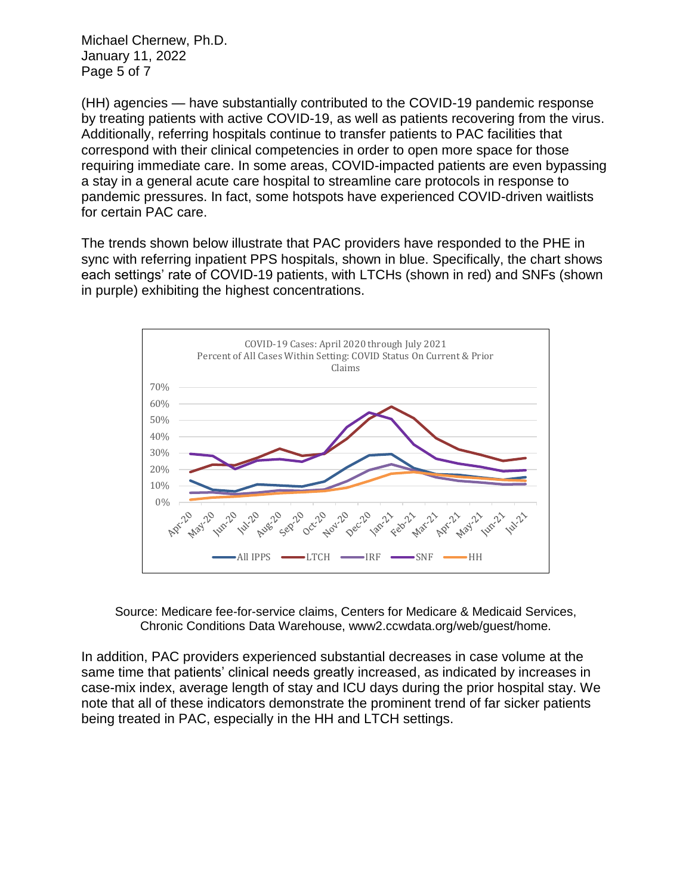(HH) agencies — have substantially contributed to the COVID-19 pandemic response by treating patients with active COVID-19, as well as patients recovering from the virus. Additionally, referring hospitals continue to transfer patients to PAC facilities that correspond with their clinical competencies in order to open more space for those requiring immediate care. In some areas, COVID-impacted patients are even bypassing a stay in a general acute care hospital to streamline care protocols in response to pandemic pressures. In fact, some hotspots have experienced COVID-driven waitlists for certain PAC care.

The trends shown below illustrate that PAC providers have responded to the PHE in sync with referring inpatient PPS hospitals, shown in blue. Specifically, the chart shows each settings' rate of COVID-19 patients, with LTCHs (shown in red) and SNFs (shown in purple) exhibiting the highest concentrations.

COVID-19 Cases: April 2020 through July 2021
Percent of All Cases Within Setting: COVID Status On Current & Prior Claims

Source: Medicare fee-for-service claims, Centers for Medicare & Medicaid Services, Chronic Conditions Data Warehouse, www2.ccwdata.org/web/guest/home.

In addition, PAC providers experienced substantial decreases in case volume at the same time that patients' clinical needs greatly increased, as indicated by increases in case-mix index, average length of stay and ICU days during the prior hospital stay. We note that all of these indicators demonstrate the prominent trend of far sicker patients being treated in PAC, especially in the HH and LTCH settings.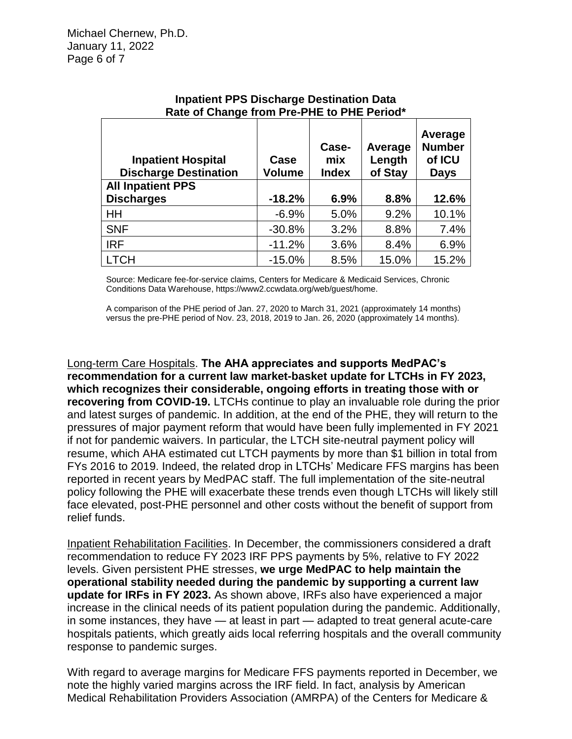**Inpatient PPS Discharge Destination Data**
**Rate of Change from Pre-PHE to PHE Period***

| Inpatient Hospital Discharge Destination | Case Volume | Case-mix Index | Average Length of Stay | Average Number of ICU Days |
|---|---|---|---|---|
| **All Inpatient PPS Discharges** | **-18.2%** | **6.9%** | **8.8%** | **12.6%** |
| HH | -6.9% | 5.0% | 9.2% | 10.1% |
| SNF | -30.8% | 3.2% | 8.8% | 7.4% |
| IRF | -11.2% | 3.6% | 8.4% | 6.9% |
| LTCH | -15.0% | 8.5% | 15.0% | 15.2% |

Source: Medicare fee-for-service claims, Centers for Medicare & Medicaid Services, Chronic Conditions Data Warehouse, https://www2.ccwdata.org/web/guest/home.

A comparison of the PHE period of Jan. 27, 2020 to March 31, 2021 (approximately 14 months) versus the pre-PHE period of Nov. 23, 2018, 2019 to Jan. 26, 2020 (approximately 14 months).

Long-term Care Hospitals. **The AHA appreciates and supports MedPAC's recommendation for a current law market-basket update for LTCHs in FY 2023, which recognizes their considerable, ongoing efforts in treating those with or recovering from COVID-19.** LTCHs continue to play an invaluable role during the prior and latest surges of pandemic. In addition, at the end of the PHE, they will return to the pressures of major payment reform that would have been fully implemented in FY 2021 if not for pandemic waivers. In particular, the LTCH site-neutral payment policy will resume, which AHA estimated cut LTCH payments by more than $1 billion in total from FYs 2016 to 2019. Indeed, the related drop in LTCHs' Medicare FFS margins has been reported in recent years by MedPAC staff. The full implementation of the site-neutral policy following the PHE will exacerbate these trends even though LTCHs will likely still face elevated, post-PHE personnel and other costs without the benefit of support from relief funds.

Inpatient Rehabilitation Facilities. In December, the commissioners considered a draft recommendation to reduce FY 2023 IRF PPS payments by 5%, relative to FY 2022 levels. Given persistent PHE stresses, **we urge MedPAC to help maintain the operational stability needed during the pandemic by supporting a current law update for IRFs in FY 2023.** As shown above, IRFs also have experienced a major increase in the clinical needs of its patient population during the pandemic. Additionally, in some instances, they have — at least in part — adapted to treat general acute-care hospitals patients, which greatly aids local referring hospitals and the overall community response to pandemic surges.

With regard to average margins for Medicare FFS payments reported in December, we note the highly varied margins across the IRF field. In fact, analysis by American Medical Rehabilitation Providers Association (AMRPA) of the Centers for Medicare &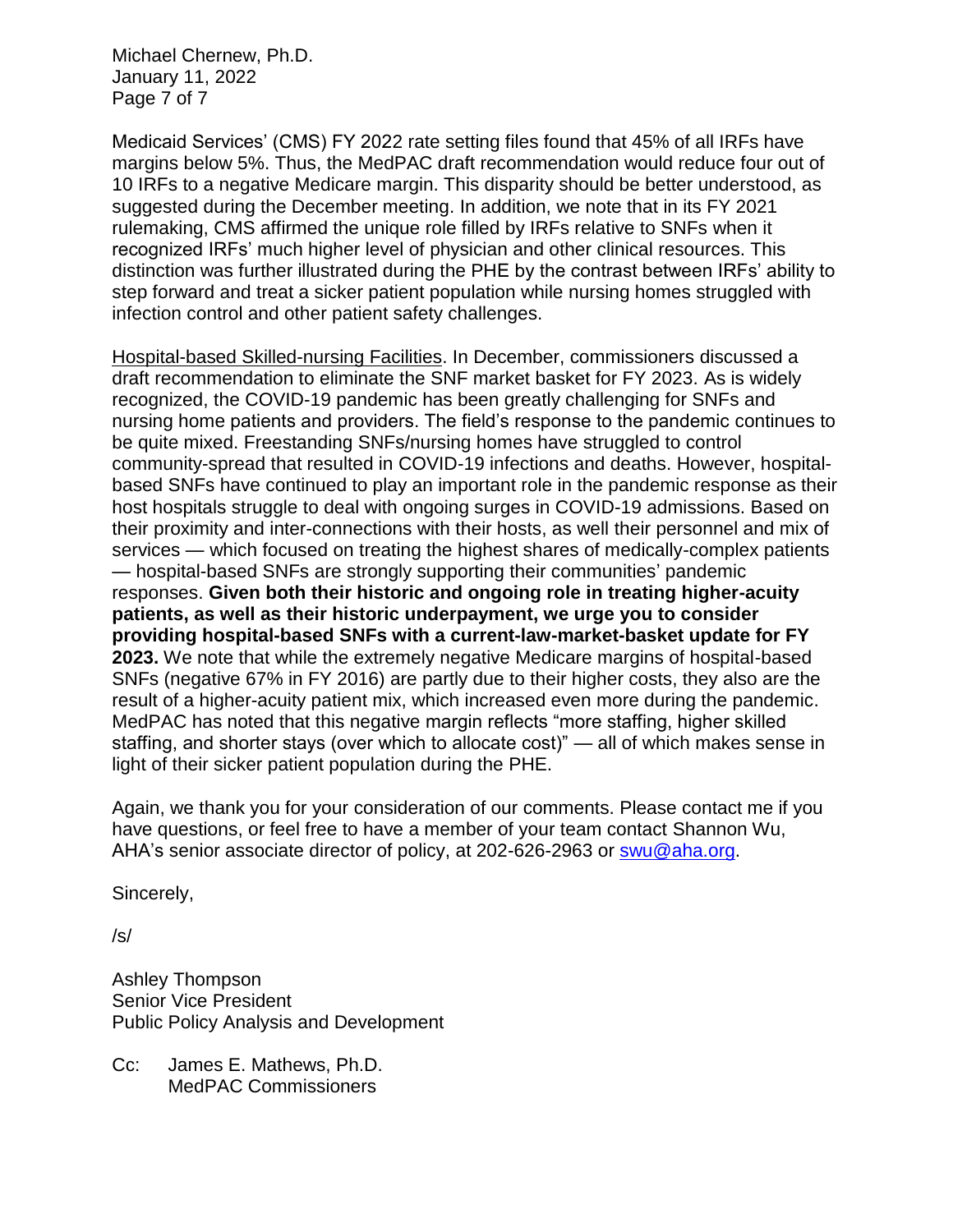Medicaid Services' (CMS) FY 2022 rate setting files found that 45% of all IRFs have margins below 5%. Thus, the MedPAC draft recommendation would reduce four out of 10 IRFs to a negative Medicare margin. This disparity should be better understood, as suggested during the December meeting. In addition, we note that in its FY 2021 rulemaking, CMS affirmed the unique role filled by IRFs relative to SNFs when it recognized IRFs' much higher level of physician and other clinical resources. This distinction was further illustrated during the PHE by the contrast between IRFs' ability to step forward and treat a sicker patient population while nursing homes struggled with infection control and other patient safety challenges.

Hospital-based Skilled-nursing Facilities. In December, commissioners discussed a draft recommendation to eliminate the SNF market basket for FY 2023. As is widely recognized, the COVID-19 pandemic has been greatly challenging for SNFs and nursing home patients and providers. The field's response to the pandemic continues to be quite mixed. Freestanding SNFs/nursing homes have struggled to control community-spread that resulted in COVID-19 infections and deaths. However, hospital-based SNFs have continued to play an important role in the pandemic response as their host hospitals struggle to deal with ongoing surges in COVID-19 admissions. Based on their proximity and inter-connections with their hosts, as well their personnel and mix of services — which focused on treating the highest shares of medically-complex patients — hospital-based SNFs are strongly supporting their communities' pandemic responses. **Given both their historic and ongoing role in treating higher-acuity patients, as well as their historic underpayment, we urge you to consider providing hospital-based SNFs with a current-law-market-basket update for FY 2023.** We note that while the extremely negative Medicare margins of hospital-based SNFs (negative 67% in FY 2016) are partly due to their higher costs, they also are the result of a higher-acuity patient mix, which increased even more during the pandemic. MedPAC has noted that this negative margin reflects "more staffing, higher skilled staffing, and shorter stays (over which to allocate cost)" — all of which makes sense in light of their sicker patient population during the PHE.

Again, we thank you for your consideration of our comments. Please contact me if you have questions, or feel free to have a member of your team contact Shannon Wu, AHA's senior associate director of policy, at 202-626-2963 or swu@aha.org.

Sincerely,

/s/

Ashley Thompson
Senior Vice President
Public Policy Analysis and Development

Cc: James E. Mathews, Ph.D.
MedPAC Commissioners